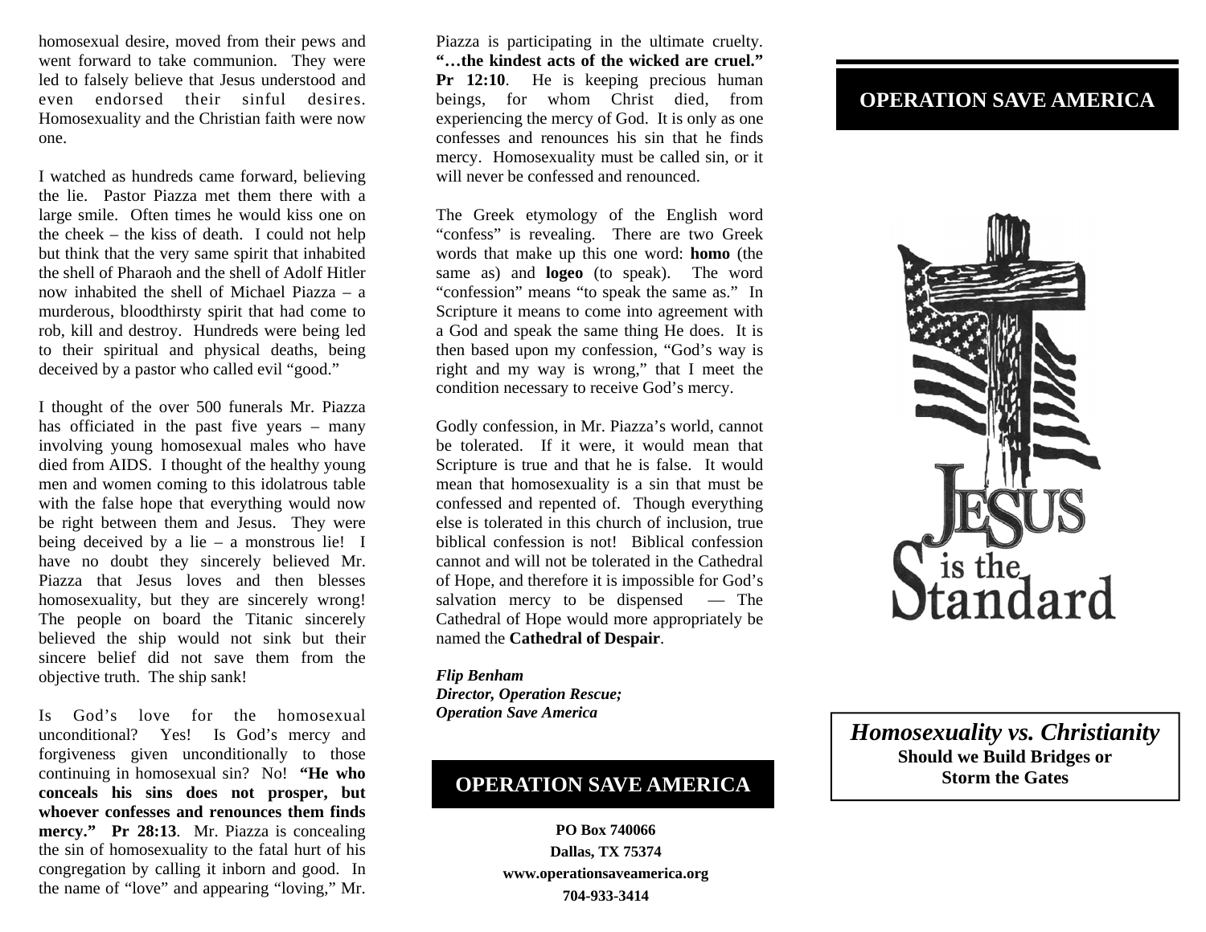homosexual desire, moved from their pews and went forward to take communion. They were led to falsely believe that Jesus understood and even endorsed their sinful desires. Homosexuality and the Christian faith were now one.

I watched as hundreds came forward, believing the lie. Pastor Piazza met them there with a large smile. Often times he would kiss one on the cheek – the kiss of death. I could not help but think that the very same spirit that inhabited the shell of Pharaoh and the shell of Adolf Hitler now inhabited the shell of Michael Piazza – a murderous, bloodthirsty spirit that had come to rob, kill and destroy. Hundreds were being led to their spiritual and physical deaths, being deceived by a pastor who called evil "good."

I thought of the over 500 funerals Mr. Piazza has officiated in the past five years – many involving young homosexual males who have died from AIDS. I thought of the healthy young men and women coming to this idolatrous table with the false hope that everything would now be right between them and Jesus. They were being deceived by a lie – a monstrous lie! I have no doubt they sincerely believed Mr. Piazza that Jesus loves and then blesses homosexuality, but they are sincerely wrong! The people on board the Titanic sincerely believed the ship would not sink but their sincere belief did not save them from the objective truth. The ship sank!

Is God's love for the homosexual unconditional? Yes! Is God's mercy and forgiveness given unconditionally to those continuing in homosexual sin? No! **"He who conceals his sins does not prosper, but whoever confesses and renounces them finds mercy." Pr 28:13**. Mr. Piazza is concealing the sin of homosexuality to the fatal hurt of his congregation by calling it inborn and good. In the name of "love" and appearing "loving," Mr. Piazza is participating in the ultimate cruelty. **"…the kindest acts of the wicked are cruel." Pr 12:10**. He is keeping precious human beings, for whom Christ died, from experiencing the mercy of God. It is only as one confesses and renounces his sin that he finds mercy. Homosexuality must be called sin, or it will never be confessed and renounced.

The Greek etymology of the English word "confess" is revealing. There are two Greek words that make up this one word: **homo** (the same as) and **logeo** (to speak). The word "confession" means "to speak the same as." In Scripture it means to come into agreement with a God and speak the same thing He does. It is then based upon my confession, "God's way is right and my way is wrong," that I meet the condition necessary to receive God's mercy.

Godly confession, in Mr. Piazza's world, cannot be tolerated. If it were, it would mean that Scripture is true and that he is false. It would mean that homosexuality is a sin that must be confessed and repented of. Though everything else is tolerated in this church of inclusion, true biblical confession is not! Biblical confession cannot and will not be tolerated in the Cathedral of Hope, and therefore it is impossible for God's salvation mercy to be dispensed — The Cathedral of Hope would more appropriately be named the **Cathedral of Despair**.

***Flip Benham***
***Director, Operation Rescue;***
***Operation Save America***

## OPERATION SAVE AMERICA

**PO Box 740066**
**Dallas, TX 75374**
**www.operationsaveamerica.org**
**704-933-3414**

## OPERATION SAVE AMERICA

JESUS is the Standard

## *Homosexuality vs. Christianity*

**Should we Build Bridges or Storm the Gates**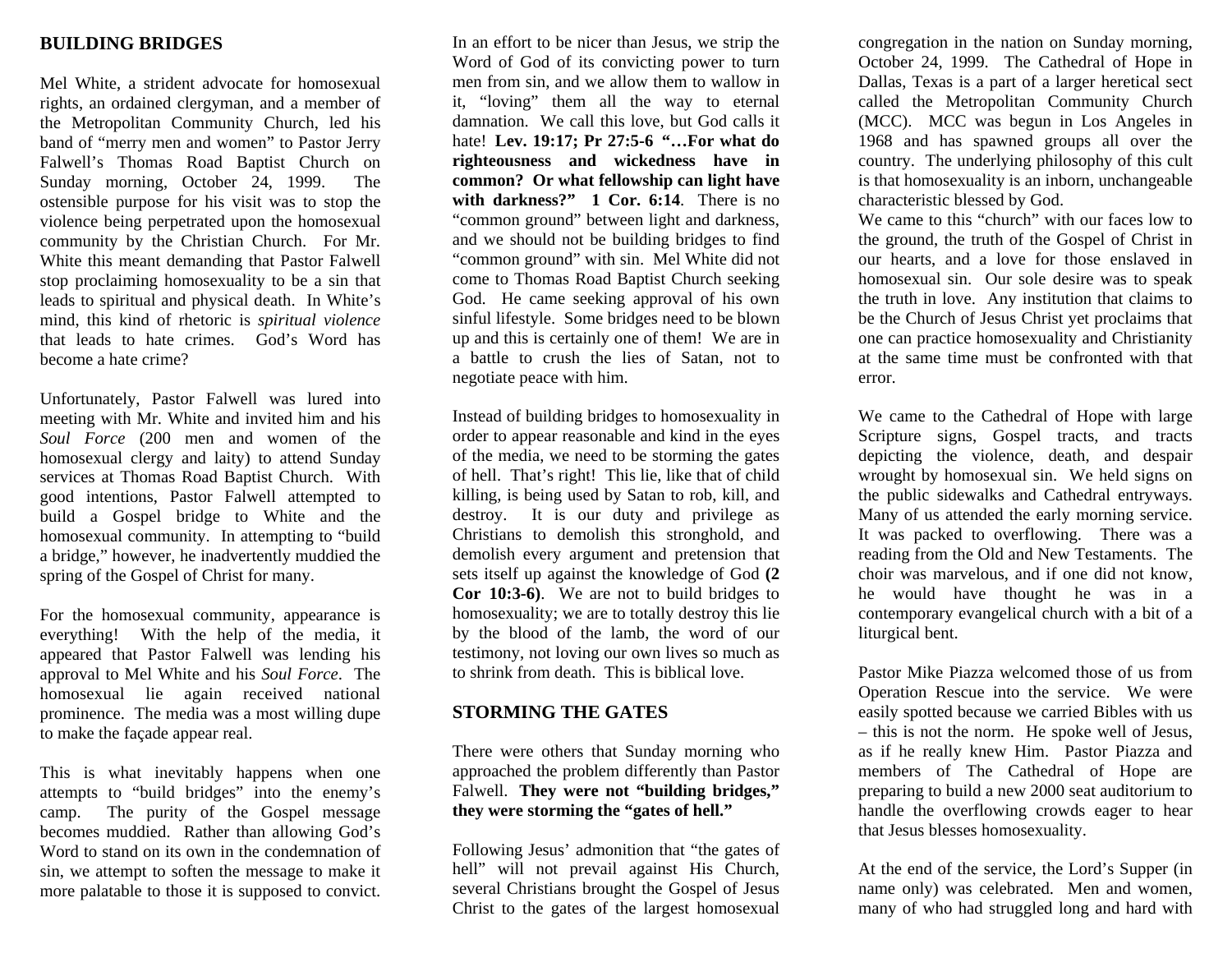## BUILDING BRIDGES

Mel White, a strident advocate for homosexual rights, an ordained clergyman, and a member of the Metropolitan Community Church, led his band of "merry men and women" to Pastor Jerry Falwell's Thomas Road Baptist Church on Sunday morning, October 24, 1999. The ostensible purpose for his visit was to stop the violence being perpetrated upon the homosexual community by the Christian Church. For Mr. White this meant demanding that Pastor Falwell stop proclaiming homosexuality to be a sin that leads to spiritual and physical death. In White's mind, this kind of rhetoric is *spiritual violence* that leads to hate crimes. God's Word has become a hate crime?

Unfortunately, Pastor Falwell was lured into meeting with Mr. White and invited him and his *Soul Force* (200 men and women of the homosexual clergy and laity) to attend Sunday services at Thomas Road Baptist Church. With good intentions, Pastor Falwell attempted to build a Gospel bridge to White and the homosexual community. In attempting to "build a bridge," however, he inadvertently muddied the spring of the Gospel of Christ for many.

For the homosexual community, appearance is everything! With the help of the media, it appeared that Pastor Falwell was lending his approval to Mel White and his *Soul Force*. The homosexual lie again received national prominence. The media was a most willing dupe to make the façade appear real.

This is what inevitably happens when one attempts to "build bridges" into the enemy's camp. The purity of the Gospel message becomes muddied. Rather than allowing God's Word to stand on its own in the condemnation of sin, we attempt to soften the message to make it more palatable to those it is supposed to convict. In an effort to be nicer than Jesus, we strip the Word of God of its convicting power to turn men from sin, and we allow them to wallow in it, "loving" them all the way to eternal damnation. We call this love, but God calls it hate! **Lev. 19:17; Pr 27:5-6 "…For what do righteousness and wickedness have in common? Or what fellowship can light have with darkness?" 1 Cor. 6:14**. There is no "common ground" between light and darkness, and we should not be building bridges to find "common ground" with sin. Mel White did not come to Thomas Road Baptist Church seeking God. He came seeking approval of his own sinful lifestyle. Some bridges need to be blown up and this is certainly one of them! We are in a battle to crush the lies of Satan, not to negotiate peace with him.

Instead of building bridges to homosexuality in order to appear reasonable and kind in the eyes of the media, we need to be storming the gates of hell. That's right! This lie, like that of child killing, is being used by Satan to rob, kill, and destroy. It is our duty and privilege as Christians to demolish this stronghold, and demolish every argument and pretension that sets itself up against the knowledge of God **(2 Cor 10:3-6)**. We are not to build bridges to homosexuality; we are to totally destroy this lie by the blood of the lamb, the word of our testimony, not loving our own lives so much as to shrink from death. This is biblical love.

## STORMING THE GATES

There were others that Sunday morning who approached the problem differently than Pastor Falwell. **They were not "building bridges," they were storming the "gates of hell."**

Following Jesus' admonition that "the gates of hell" will not prevail against His Church, several Christians brought the Gospel of Jesus Christ to the gates of the largest homosexual congregation in the nation on Sunday morning, October 24, 1999. The Cathedral of Hope in Dallas, Texas is a part of a larger heretical sect called the Metropolitan Community Church (MCC). MCC was begun in Los Angeles in 1968 and has spawned groups all over the country. The underlying philosophy of this cult is that homosexuality is an inborn, unchangeable characteristic blessed by God.

We came to this "church" with our faces low to the ground, the truth of the Gospel of Christ in our hearts, and a love for those enslaved in homosexual sin. Our sole desire was to speak the truth in love. Any institution that claims to be the Church of Jesus Christ yet proclaims that one can practice homosexuality and Christianity at the same time must be confronted with that error.

We came to the Cathedral of Hope with large Scripture signs, Gospel tracts, and tracts depicting the violence, death, and despair wrought by homosexual sin. We held signs on the public sidewalks and Cathedral entryways. Many of us attended the early morning service. It was packed to overflowing. There was a reading from the Old and New Testaments. The choir was marvelous, and if one did not know, he would have thought he was in a contemporary evangelical church with a bit of a liturgical bent.

Pastor Mike Piazza welcomed those of us from Operation Rescue into the service. We were easily spotted because we carried Bibles with us – this is not the norm. He spoke well of Jesus, as if he really knew Him. Pastor Piazza and members of The Cathedral of Hope are preparing to build a new 2000 seat auditorium to handle the overflowing crowds eager to hear that Jesus blesses homosexuality.

At the end of the service, the Lord's Supper (in name only) was celebrated. Men and women, many of who had struggled long and hard with